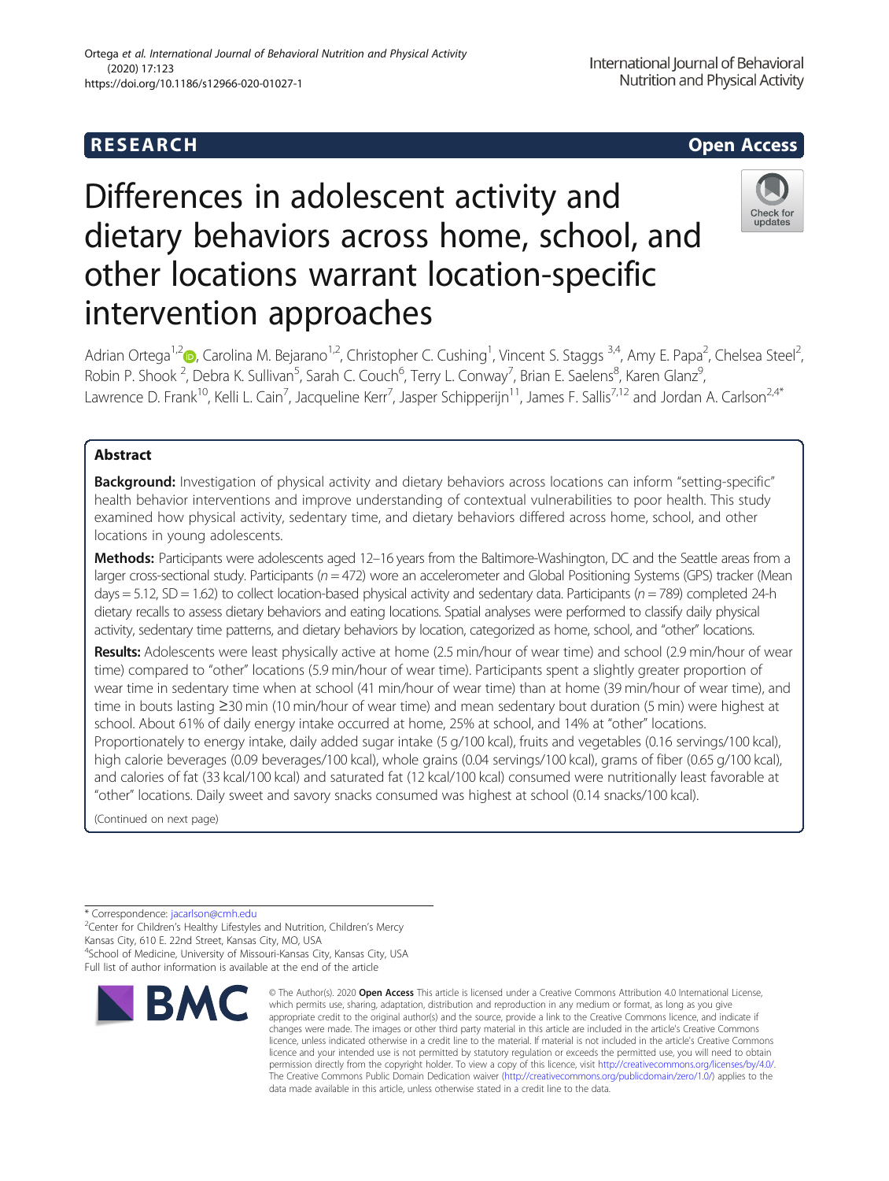RESEARCH Open Access

# Differences in adolescent activity and dietary behaviors across home, school, and other locations warrant location-specific intervention approaches

Adrian Ortega[1,2], Carolina M. Bejarano[1,2], Christopher C. Cushing[1], Vincent S. Staggs[3,4], Amy E. Papa[2], Chelsea Steel[2], Robin P. Shook[2], Debra K. Sullivan[5], Sarah C. Couch[6], Terry L. Conway[7], Brian E. Saelens[8], Karen Glanz[9], Lawrence D. Frank[10], Kelli L. Cain[7], Jacqueline Kerr[7], Jasper Schipperijn[11], James F. Sallis[7,12] and Jordan A. Carlson[2,4*]

## Abstract

**Background:** Investigation of physical activity and dietary behaviors across locations can inform "setting-specific" health behavior interventions and improve understanding of contextual vulnerabilities to poor health. This study examined how physical activity, sedentary time, and dietary behaviors differed across home, school, and other locations in young adolescents.

**Methods:** Participants were adolescents aged 12–16 years from the Baltimore-Washington, DC and the Seattle areas from a larger cross-sectional study. Participants ($n = 472$) wore an accelerometer and Global Positioning Systems (GPS) tracker (Mean days = 5.12, SD = 1.62) to collect location-based physical activity and sedentary data. Participants ($n = 789$) completed 24-h dietary recalls to assess dietary behaviors and eating locations. Spatial analyses were performed to classify daily physical activity, sedentary time patterns, and dietary behaviors by location, categorized as home, school, and "other" locations.

**Results:** Adolescents were least physically active at home (2.5 min/hour of wear time) and school (2.9 min/hour of wear time) compared to "other" locations (5.9 min/hour of wear time). Participants spent a slightly greater proportion of wear time in sedentary time when at school (41 min/hour of wear time) than at home (39 min/hour of wear time), and time in bouts lasting ≥30 min (10 min/hour of wear time) and mean sedentary bout duration (5 min) were highest at school. About 61% of daily energy intake occurred at home, 25% at school, and 14% at "other" locations. Proportionately to energy intake, daily added sugar intake (5 g/100 kcal), fruits and vegetables (0.16 servings/100 kcal), high calorie beverages (0.09 beverages/100 kcal), whole grains (0.04 servings/100 kcal), grams of fiber (0.65 g/100 kcal), and calories of fat (33 kcal/100 kcal) and saturated fat (12 kcal/100 kcal) consumed were nutritionally least favorable at "other" locations. Daily sweet and savory snacks consumed was highest at school (0.14 snacks/100 kcal).

(Continued on next page)

\* Correspondence: jacarlson@cmh.edu

[2]Center for Children's Healthy Lifestyles and Nutrition, Children's Mercy Kansas City, 610 E. 22nd Street, Kansas City, MO, USA

[4]School of Medicine, University of Missouri-Kansas City, Kansas City, USA

Full list of author information is available at the end of the article

© The Author(s). 2020 **Open Access** This article is licensed under a Creative Commons Attribution 4.0 International License, which permits use, sharing, adaptation, distribution and reproduction in any medium or format, as long as you give appropriate credit to the original author(s) and the source, provide a link to the Creative Commons licence, and indicate if changes were made. The images or other third party material in this article are included in the article's Creative Commons licence, unless indicated otherwise in a credit line to the material. If material is not included in the article's Creative Commons licence and your intended use is not permitted by statutory regulation or exceeds the permitted use, you will need to obtain permission directly from the copyright holder. To view a copy of this licence, visit http://creativecommons.org/licenses/by/4.0/. The Creative Commons Public Domain Dedication waiver (http://creativecommons.org/publicdomain/zero/1.0/) applies to the data made available in this article, unless otherwise stated in a credit line to the data.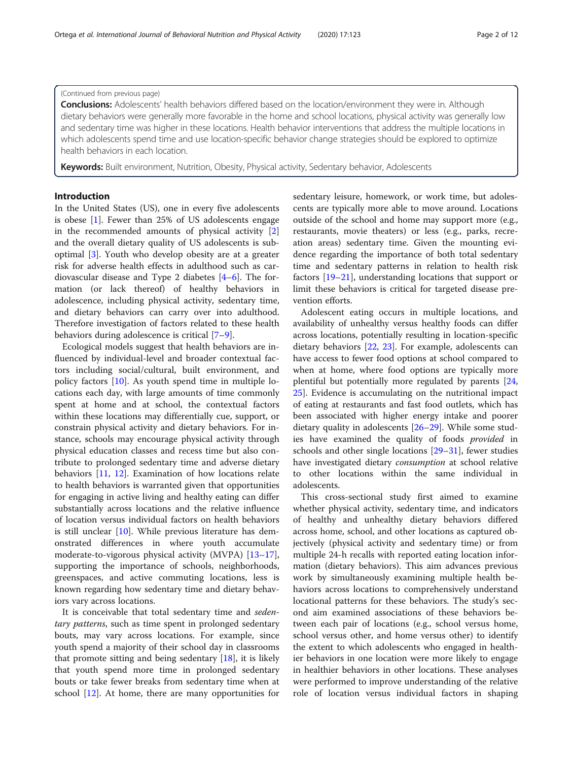(Continued from previous page)

**Conclusions:** Adolescents' health behaviors differed based on the location/environment they were in. Although dietary behaviors were generally more favorable in the home and school locations, physical activity was generally low and sedentary time was higher in these locations. Health behavior interventions that address the multiple locations in which adolescents spend time and use location-specific behavior change strategies should be explored to optimize health behaviors in each location.

**Keywords:** Built environment, Nutrition, Obesity, Physical activity, Sedentary behavior, Adolescents

## Introduction

In the United States (US), one in every five adolescents is obese [1]. Fewer than 25% of US adolescents engage in the recommended amounts of physical activity [2] and the overall dietary quality of US adolescents is suboptimal [3]. Youth who develop obesity are at a greater risk for adverse health effects in adulthood such as cardiovascular disease and Type 2 diabetes [4–6]. The formation (or lack thereof) of healthy behaviors in adolescence, including physical activity, sedentary time, and dietary behaviors can carry over into adulthood. Therefore investigation of factors related to these health behaviors during adolescence is critical [7–9].

Ecological models suggest that health behaviors are influenced by individual-level and broader contextual factors including social/cultural, built environment, and policy factors [10]. As youth spend time in multiple locations each day, with large amounts of time commonly spent at home and at school, the contextual factors within these locations may differentially cue, support, or constrain physical activity and dietary behaviors. For instance, schools may encourage physical activity through physical education classes and recess time but also contribute to prolonged sedentary time and adverse dietary behaviors [11, 12]. Examination of how locations relate to health behaviors is warranted given that opportunities for engaging in active living and healthy eating can differ substantially across locations and the relative influence of location versus individual factors on health behaviors is still unclear [10]. While previous literature has demonstrated differences in where youth accumulate moderate-to-vigorous physical activity (MVPA) [13–17], supporting the importance of schools, neighborhoods, greenspaces, and active commuting locations, less is known regarding how sedentary time and dietary behaviors vary across locations.

It is conceivable that total sedentary time and *sedentary patterns*, such as time spent in prolonged sedentary bouts, may vary across locations. For example, since youth spend a majority of their school day in classrooms that promote sitting and being sedentary [18], it is likely that youth spend more time in prolonged sedentary bouts or take fewer breaks from sedentary time when at school [12]. At home, there are many opportunities for sedentary leisure, homework, or work time, but adolescents are typically more able to move around. Locations outside of the school and home may support more (e.g., restaurants, movie theaters) or less (e.g., parks, recreation areas) sedentary time. Given the mounting evidence regarding the importance of both total sedentary time and sedentary patterns in relation to health risk factors [19–21], understanding locations that support or limit these behaviors is critical for targeted disease prevention efforts.

Adolescent eating occurs in multiple locations, and availability of unhealthy versus healthy foods can differ across locations, potentially resulting in location-specific dietary behaviors [22, 23]. For example, adolescents can have access to fewer food options at school compared to when at home, where food options are typically more plentiful but potentially more regulated by parents [24, 25]. Evidence is accumulating on the nutritional impact of eating at restaurants and fast food outlets, which has been associated with higher energy intake and poorer dietary quality in adolescents [26–29]. While some studies have examined the quality of foods *provided* in schools and other single locations [29–31], fewer studies have investigated dietary *consumption* at school relative to other locations within the same individual in adolescents.

This cross-sectional study first aimed to examine whether physical activity, sedentary time, and indicators of healthy and unhealthy dietary behaviors differed across home, school, and other locations as captured objectively (physical activity and sedentary time) or from multiple 24-h recalls with reported eating location information (dietary behaviors). This aim advances previous work by simultaneously examining multiple health behaviors across locations to comprehensively understand locational patterns for these behaviors. The study's second aim examined associations of these behaviors between each pair of locations (e.g., school versus home, school versus other, and home versus other) to identify the extent to which adolescents who engaged in healthier behaviors in one location were more likely to engage in healthier behaviors in other locations. These analyses were performed to improve understanding of the relative role of location versus individual factors in shaping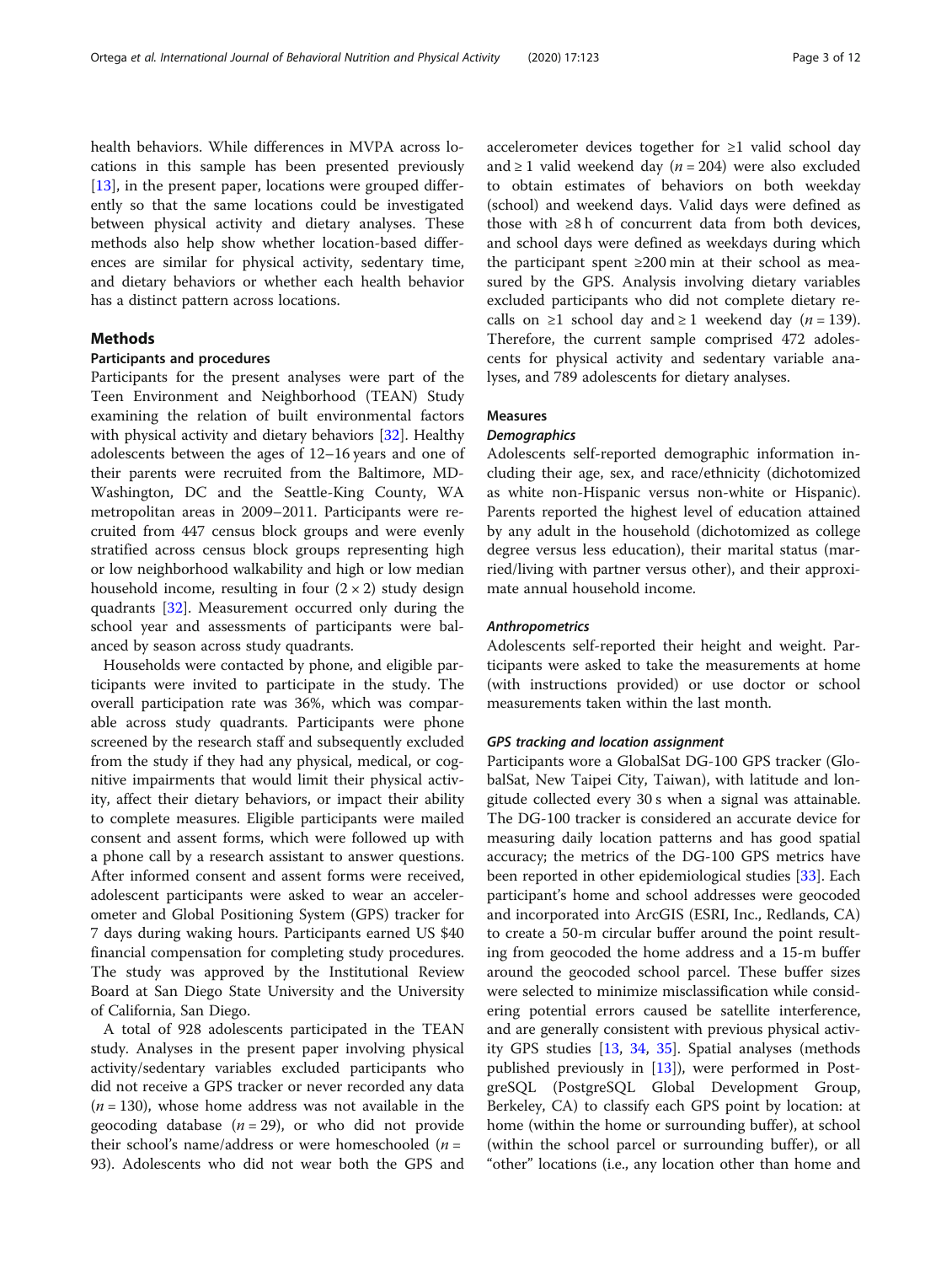health behaviors. While differences in MVPA across locations in this sample has been presented previously [13], in the present paper, locations were grouped differently so that the same locations could be investigated between physical activity and dietary analyses. These methods also help show whether location-based differences are similar for physical activity, sedentary time, and dietary behaviors or whether each health behavior has a distinct pattern across locations.

## Methods

### Participants and procedures

Participants for the present analyses were part of the Teen Environment and Neighborhood (TEAN) Study examining the relation of built environmental factors with physical activity and dietary behaviors [32]. Healthy adolescents between the ages of 12–16 years and one of their parents were recruited from the Baltimore, MD-Washington, DC and the Seattle-King County, WA metropolitan areas in 2009–2011. Participants were recruited from 447 census block groups and were evenly stratified across census block groups representing high or low neighborhood walkability and high or low median household income, resulting in four (2 × 2) study design quadrants [32]. Measurement occurred only during the school year and assessments of participants were balanced by season across study quadrants.

Households were contacted by phone, and eligible participants were invited to participate in the study. The overall participation rate was 36%, which was comparable across study quadrants. Participants were phone screened by the research staff and subsequently excluded from the study if they had any physical, medical, or cognitive impairments that would limit their physical activity, affect their dietary behaviors, or impact their ability to complete measures. Eligible participants were mailed consent and assent forms, which were followed up with a phone call by a research assistant to answer questions. After informed consent and assent forms were received, adolescent participants were asked to wear an accelerometer and Global Positioning System (GPS) tracker for 7 days during waking hours. Participants earned US $40 financial compensation for completing study procedures. The study was approved by the Institutional Review Board at San Diego State University and the University of California, San Diego.

A total of 928 adolescents participated in the TEAN study. Analyses in the present paper involving physical activity/sedentary variables excluded participants who did not receive a GPS tracker or never recorded any data ($n$ = 130), whose home address was not available in the geocoding database ($n$ = 29), or who did not provide their school's name/address or were homeschooled ($n$ = 93). Adolescents who did not wear both the GPS and accelerometer devices together for ≥1 valid school day and ≥ 1 valid weekend day ($n$ = 204) were also excluded to obtain estimates of behaviors on both weekday (school) and weekend days. Valid days were defined as those with ≥8 h of concurrent data from both devices, and school days were defined as weekdays during which the participant spent ≥200 min at their school as measured by the GPS. Analysis involving dietary variables excluded participants who did not complete dietary recalls on ≥1 school day and ≥ 1 weekend day ($n$ = 139). Therefore, the current sample comprised 472 adolescents for physical activity and sedentary variable analyses, and 789 adolescents for dietary analyses.

### Measures

#### *Demographics*

Adolescents self-reported demographic information including their age, sex, and race/ethnicity (dichotomized as white non-Hispanic versus non-white or Hispanic). Parents reported the highest level of education attained by any adult in the household (dichotomized as college degree versus less education), their marital status (married/living with partner versus other), and their approximate annual household income.

#### *Anthropometrics*

Adolescents self-reported their height and weight. Participants were asked to take the measurements at home (with instructions provided) or use doctor or school measurements taken within the last month.

#### *GPS tracking and location assignment*

Participants wore a GlobalSat DG-100 GPS tracker (GlobalSat, New Taipei City, Taiwan), with latitude and longitude collected every 30 s when a signal was attainable. The DG-100 tracker is considered an accurate device for measuring daily location patterns and has good spatial accuracy; the metrics of the DG-100 GPS metrics have been reported in other epidemiological studies [33]. Each participant's home and school addresses were geocoded and incorporated into ArcGIS (ESRI, Inc., Redlands, CA) to create a 50-m circular buffer around the point resulting from geocoded the home address and a 15-m buffer around the geocoded school parcel. These buffer sizes were selected to minimize misclassification while considering potential errors caused be satellite interference, and are generally consistent with previous physical activity GPS studies [13, 34, 35]. Spatial analyses (methods published previously in [13]), were performed in PostgreSQL (PostgreSQL Global Development Group, Berkeley, CA) to classify each GPS point by location: at home (within the home or surrounding buffer), at school (within the school parcel or surrounding buffer), or all "other" locations (i.e., any location other than home and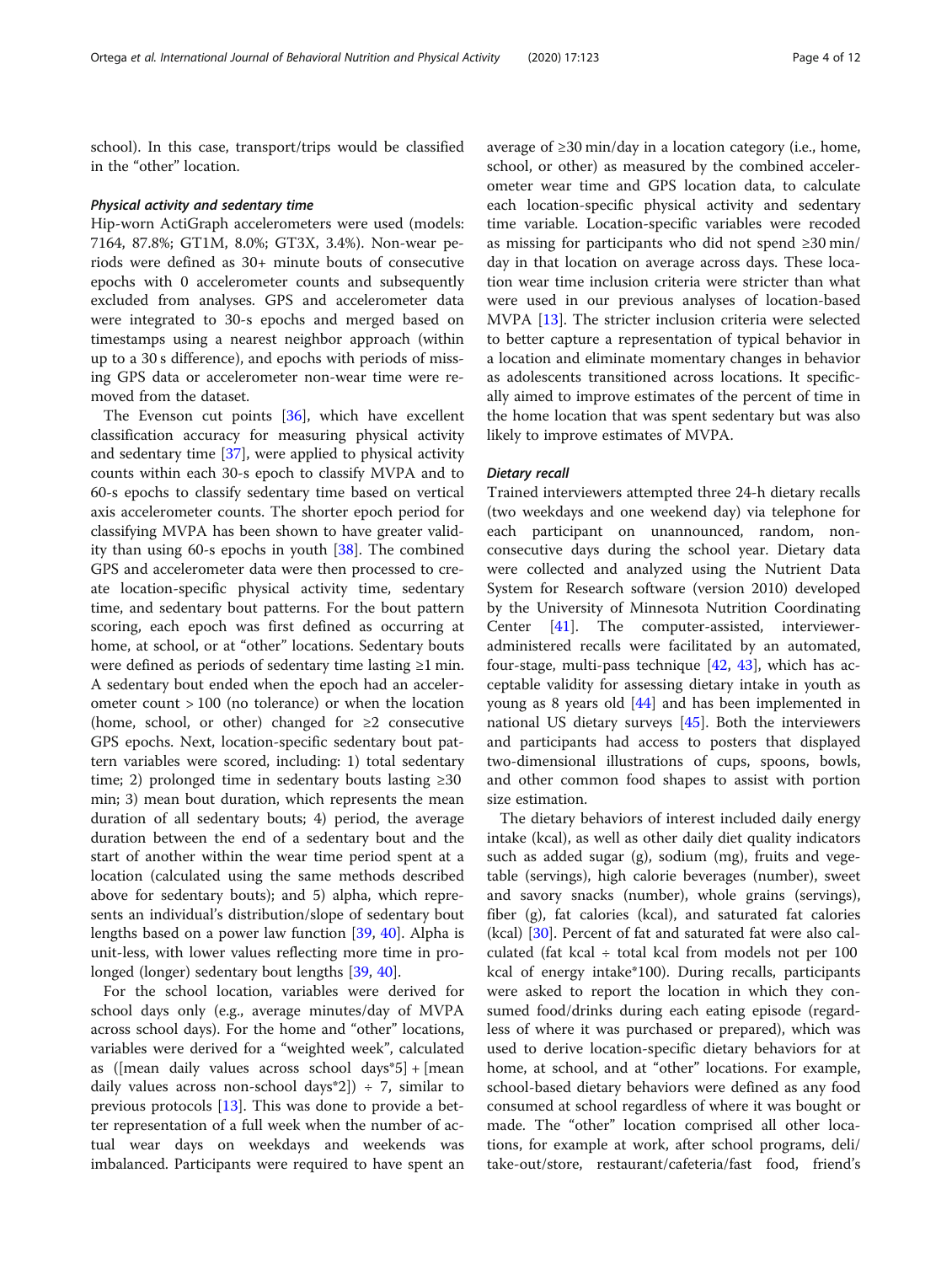school). In this case, transport/trips would be classified in the "other" location.

#### *Physical activity and sedentary time*

Hip-worn ActiGraph accelerometers were used (models: 7164, 87.8%; GT1M, 8.0%; GT3X, 3.4%). Non-wear periods were defined as 30+ minute bouts of consecutive epochs with 0 accelerometer counts and subsequently excluded from analyses. GPS and accelerometer data were integrated to 30-s epochs and merged based on timestamps using a nearest neighbor approach (within up to a 30 s difference), and epochs with periods of missing GPS data or accelerometer non-wear time were removed from the dataset.

The Evenson cut points [36], which have excellent classification accuracy for measuring physical activity and sedentary time [37], were applied to physical activity counts within each 30-s epoch to classify MVPA and to 60-s epochs to classify sedentary time based on vertical axis accelerometer counts. The shorter epoch period for classifying MVPA has been shown to have greater validity than using 60-s epochs in youth [38]. The combined GPS and accelerometer data were then processed to create location-specific physical activity time, sedentary time, and sedentary bout patterns. For the bout pattern scoring, each epoch was first defined as occurring at home, at school, or at "other" locations. Sedentary bouts were defined as periods of sedentary time lasting ≥1 min. A sedentary bout ended when the epoch had an accelerometer count > 100 (no tolerance) or when the location (home, school, or other) changed for ≥2 consecutive GPS epochs. Next, location-specific sedentary bout pattern variables were scored, including: 1) total sedentary time; 2) prolonged time in sedentary bouts lasting ≥30 min; 3) mean bout duration, which represents the mean duration of all sedentary bouts; 4) period, the average duration between the end of a sedentary bout and the start of another within the wear time period spent at a location (calculated using the same methods described above for sedentary bouts); and 5) alpha, which represents an individual's distribution/slope of sedentary bout lengths based on a power law function [39, 40]. Alpha is unit-less, with lower values reflecting more time in prolonged (longer) sedentary bout lengths [39, 40].

For the school location, variables were derived for school days only (e.g., average minutes/day of MVPA across school days). For the home and "other" locations, variables were derived for a "weighted week", calculated as ([mean daily values across school days*5] + [mean daily values across non-school days*2]) ÷ 7, similar to previous protocols [13]. This was done to provide a better representation of a full week when the number of actual wear days on weekdays and weekends was imbalanced. Participants were required to have spent an average of ≥30 min/day in a location category (i.e., home, school, or other) as measured by the combined accelerometer wear time and GPS location data, to calculate each location-specific physical activity and sedentary time variable. Location-specific variables were recoded as missing for participants who did not spend ≥30 min/day in that location on average across days. These location wear time inclusion criteria were stricter than what were used in our previous analyses of location-based MVPA [13]. The stricter inclusion criteria were selected to better capture a representation of typical behavior in a location and eliminate momentary changes in behavior as adolescents transitioned across locations. It specifically aimed to improve estimates of the percent of time in the home location that was spent sedentary but was also likely to improve estimates of MVPA.

#### *Dietary recall*

Trained interviewers attempted three 24-h dietary recalls (two weekdays and one weekend day) via telephone for each participant on unannounced, random, non-consecutive days during the school year. Dietary data were collected and analyzed using the Nutrient Data System for Research software (version 2010) developed by the University of Minnesota Nutrition Coordinating Center [41]. The computer-assisted, interviewer-administered recalls were facilitated by an automated, four-stage, multi-pass technique [42, 43], which has acceptable validity for assessing dietary intake in youth as young as 8 years old [44] and has been implemented in national US dietary surveys [45]. Both the interviewers and participants had access to posters that displayed two-dimensional illustrations of cups, spoons, bowls, and other common food shapes to assist with portion size estimation.

The dietary behaviors of interest included daily energy intake (kcal), as well as other daily diet quality indicators such as added sugar (g), sodium (mg), fruits and vegetable (servings), high calorie beverages (number), sweet and savory snacks (number), whole grains (servings), fiber (g), fat calories (kcal), and saturated fat calories (kcal) [30]. Percent of fat and saturated fat were also calculated (fat kcal ÷ total kcal from models not per 100 kcal of energy intake*100). During recalls, participants were asked to report the location in which they consumed food/drinks during each eating episode (regardless of where it was purchased or prepared), which was used to derive location-specific dietary behaviors for at home, at school, and at "other" locations. For example, school-based dietary behaviors were defined as any food consumed at school regardless of where it was bought or made. The "other" location comprised all other locations, for example at work, after school programs, deli/take-out/store, restaurant/cafeteria/fast food, friend's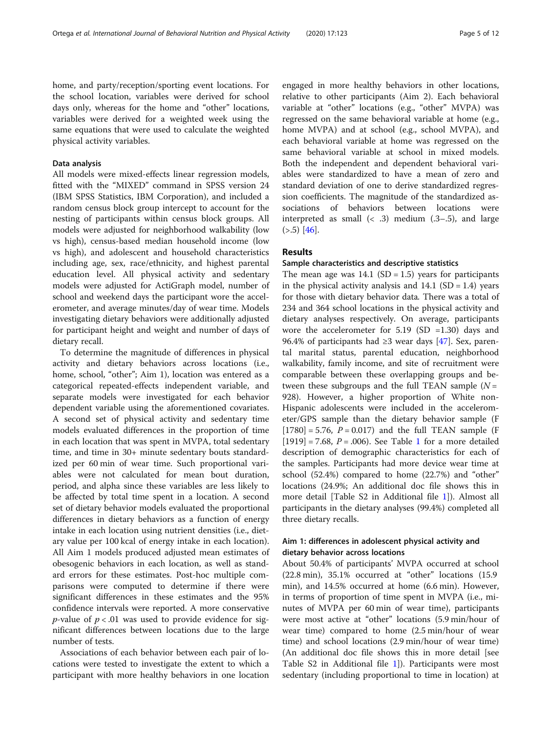home, and party/reception/sporting event locations. For the school location, variables were derived for school days only, whereas for the home and "other" locations, variables were derived for a weighted week using the same equations that were used to calculate the weighted physical activity variables.

### Data analysis

All models were mixed-effects linear regression models, fitted with the "MIXED" command in SPSS version 24 (IBM SPSS Statistics, IBM Corporation), and included a random census block group intercept to account for the nesting of participants within census block groups. All models were adjusted for neighborhood walkability (low vs high), census-based median household income (low vs high), and adolescent and household characteristics including age, sex, race/ethnicity, and highest parental education level. All physical activity and sedentary models were adjusted for ActiGraph model, number of school and weekend days the participant wore the accelerometer, and average minutes/day of wear time. Models investigating dietary behaviors were additionally adjusted for participant height and weight and number of days of dietary recall.

To determine the magnitude of differences in physical activity and dietary behaviors across locations (i.e., home, school, "other"; Aim 1), location was entered as a categorical repeated-effects independent variable, and separate models were investigated for each behavior dependent variable using the aforementioned covariates. A second set of physical activity and sedentary time models evaluated differences in the proportion of time in each location that was spent in MVPA, total sedentary time, and time in 30+ minute sedentary bouts standardized per 60 min of wear time. Such proportional variables were not calculated for mean bout duration, period, and alpha since these variables are less likely to be affected by total time spent in a location. A second set of dietary behavior models evaluated the proportional differences in dietary behaviors as a function of energy intake in each location using nutrient densities (i.e., dietary value per 100 kcal of energy intake in each location). All Aim 1 models produced adjusted mean estimates of obesogenic behaviors in each location, as well as standard errors for these estimates. Post-hoc multiple comparisons were computed to determine if there were significant differences in these estimates and the 95% confidence intervals were reported. A more conservative *p*-value of $p < .01$ was used to provide evidence for significant differences between locations due to the large number of tests.

Associations of each behavior between each pair of locations were tested to investigate the extent to which a participant with more healthy behaviors in one location engaged in more healthy behaviors in other locations, relative to other participants (Aim 2). Each behavioral variable at "other" locations (e.g., "other" MVPA) was regressed on the same behavioral variable at home (e.g., home MVPA) and at school (e.g., school MVPA), and each behavioral variable at home was regressed on the same behavioral variable at school in mixed models. Both the independent and dependent behavioral variables were standardized to have a mean of zero and standard deviation of one to derive standardized regression coefficients. The magnitude of the standardized associations of behaviors between locations were interpreted as small (< .3) medium (.3–.5), and large (>.5) [46].

## Results

### Sample characteristics and descriptive statistics

The mean age was 14.1 (SD = 1.5) years for participants in the physical activity analysis and 14.1 (SD = 1.4) years for those with dietary behavior data. There was a total of 234 and 364 school locations in the physical activity and dietary analyses respectively. On average, participants wore the accelerometer for 5.19 (SD =1.30) days and 96.4% of participants had ≥3 wear days [47]. Sex, parental marital status, parental education, neighborhood walkability, family income, and site of recruitment were comparable between these overlapping groups and between these subgroups and the full TEAN sample ($N$ = 928). However, a higher proportion of White non-Hispanic adolescents were included in the accelerometer/GPS sample than the dietary behavior sample ($F_{[1780]} = 5.76$, $P = 0.017$) and the full TEAN sample ($F_{[1919]} = 7.68$, $P = .006$). See Table 1 for a more detailed description of demographic characteristics for each of the samples. Participants had more device wear time at school (52.4%) compared to home (22.7%) and "other" locations (24.9%; An additional doc file shows this in more detail [Table S2 in Additional file 1]). Almost all participants in the dietary analyses (99.4%) completed all three dietary recalls.

### Aim 1: differences in adolescent physical activity and dietary behavior across locations

About 50.4% of participants' MVPA occurred at school (22.8 min), 35.1% occurred at "other" locations (15.9 min), and 14.5% occurred at home (6.6 min). However, in terms of proportion of time spent in MVPA (i.e., minutes of MVPA per 60 min of wear time), participants were most active at "other" locations (5.9 min/hour of wear time) compared to home (2.5 min/hour of wear time) and school locations (2.9 min/hour of wear time) (An additional doc file shows this in more detail [see Table S2 in Additional file 1]). Participants were most sedentary (including proportional to time in location) at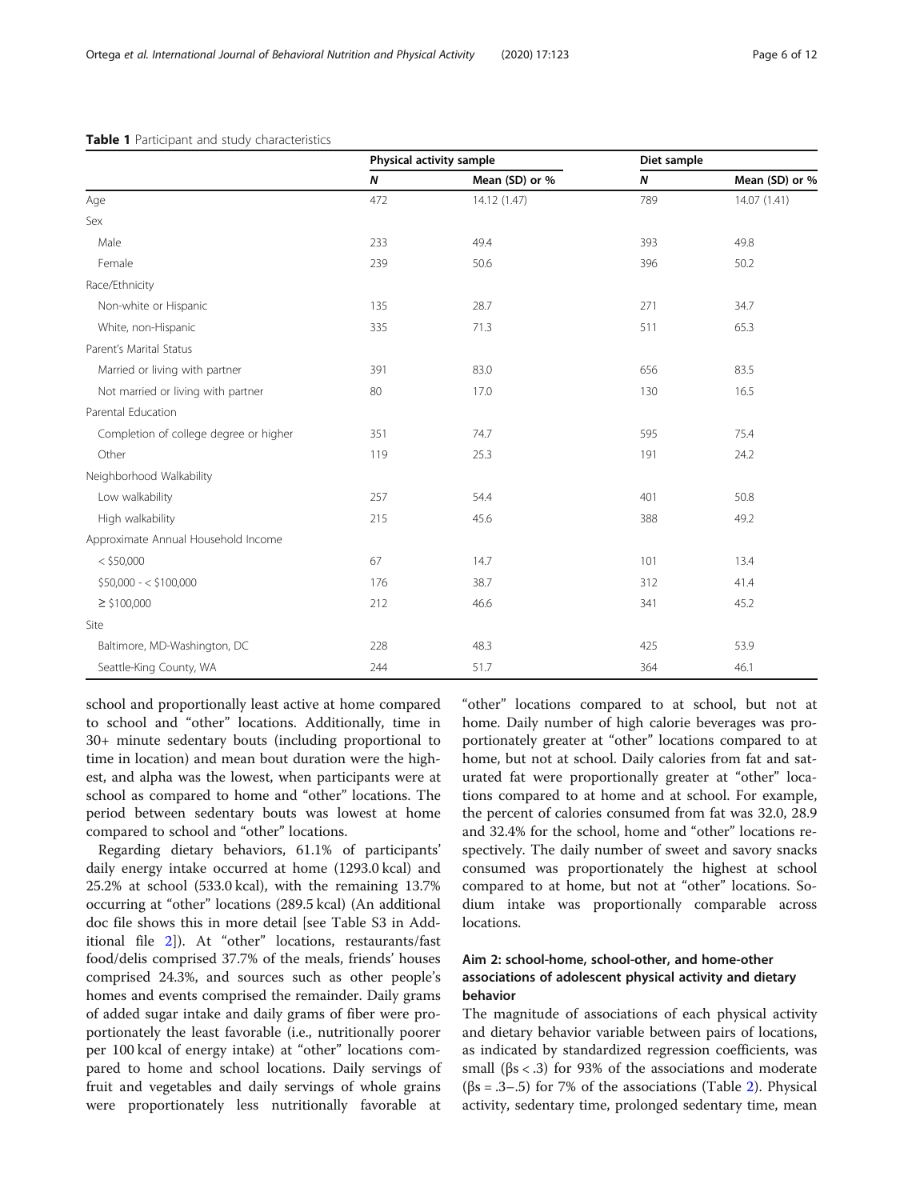**Table 1** Participant and study characteristics

| | Physical activity sample | | Diet sample | |
|---|---|---|---|---|
| | N | Mean (SD) or % | N | Mean (SD) or % |
| Age | 472 | 14.12 (1.47) | 789 | 14.07 (1.41) |
| Sex | | | | |
| Male | 233 | 49.4 | 393 | 49.8 |
| Female | 239 | 50.6 | 396 | 50.2 |
| Race/Ethnicity | | | | |
| Non-white or Hispanic | 135 | 28.7 | 271 | 34.7 |
| White, non-Hispanic | 335 | 71.3 | 511 | 65.3 |
| Parent's Marital Status | | | | |
| Married or living with partner | 391 | 83.0 | 656 | 83.5 |
| Not married or living with partner | 80 | 17.0 | 130 | 16.5 |
| Parental Education | | | | |
| Completion of college degree or higher | 351 | 74.7 | 595 | 75.4 |
| Other | 119 | 25.3 | 191 | 24.2 |
| Neighborhood Walkability | | | | |
| Low walkability | 257 | 54.4 | 401 | 50.8 |
| High walkability | 215 | 45.6 | 388 | 49.2 |
| Approximate Annual Household Income | | | | |
| < $50,000 | 67 | 14.7 | 101 | 13.4 |
| $50,000 - < $100,000 | 176 | 38.7 | 312 | 41.4 |
| ≥ $100,000 | 212 | 46.6 | 341 | 45.2 |
| Site | | | | |
| Baltimore, MD-Washington, DC | 228 | 48.3 | 425 | 53.9 |
| Seattle-King County, WA | 244 | 51.7 | 364 | 46.1 |

school and proportionally least active at home compared to school and "other" locations. Additionally, time in 30+ minute sedentary bouts (including proportional to time in location) and mean bout duration were the highest, and alpha was the lowest, when participants were at school as compared to home and "other" locations. The period between sedentary bouts was lowest at home compared to school and "other" locations.

Regarding dietary behaviors, 61.1% of participants' daily energy intake occurred at home (1293.0 kcal) and 25.2% at school (533.0 kcal), with the remaining 13.7% occurring at "other" locations (289.5 kcal) (An additional doc file shows this in more detail [see Table S3 in Additional file 2]). At "other" locations, restaurants/fast food/delis comprised 37.7% of the meals, friends' houses comprised 24.3%, and sources such as other people's homes and events comprised the remainder. Daily grams of added sugar intake and daily grams of fiber were proportionately the least favorable (i.e., nutritionally poorer per 100 kcal of energy intake) at "other" locations compared to home and school locations. Daily servings of fruit and vegetables and daily servings of whole grains were proportionately less nutritionally favorable at "other" locations compared to at school, but not at home. Daily number of high calorie beverages was proportionately greater at "other" locations compared to at home, but not at school. Daily calories from fat and saturated fat were proportionally greater at "other" locations compared to at home and at school. For example, the percent of calories consumed from fat was 32.0, 28.9 and 32.4% for the school, home and "other" locations respectively. The daily number of sweet and savory snacks consumed was proportionately the highest at school compared to at home, but not at "other" locations. Sodium intake was proportionally comparable across locations.

## Aim 2: school-home, school-other, and home-other associations of adolescent physical activity and dietary behavior

The magnitude of associations of each physical activity and dietary behavior variable between pairs of locations, as indicated by standardized regression coefficients, was small (βs < .3) for 93% of the associations and moderate (βs = .3–.5) for 7% of the associations (Table 2). Physical activity, sedentary time, prolonged sedentary time, mean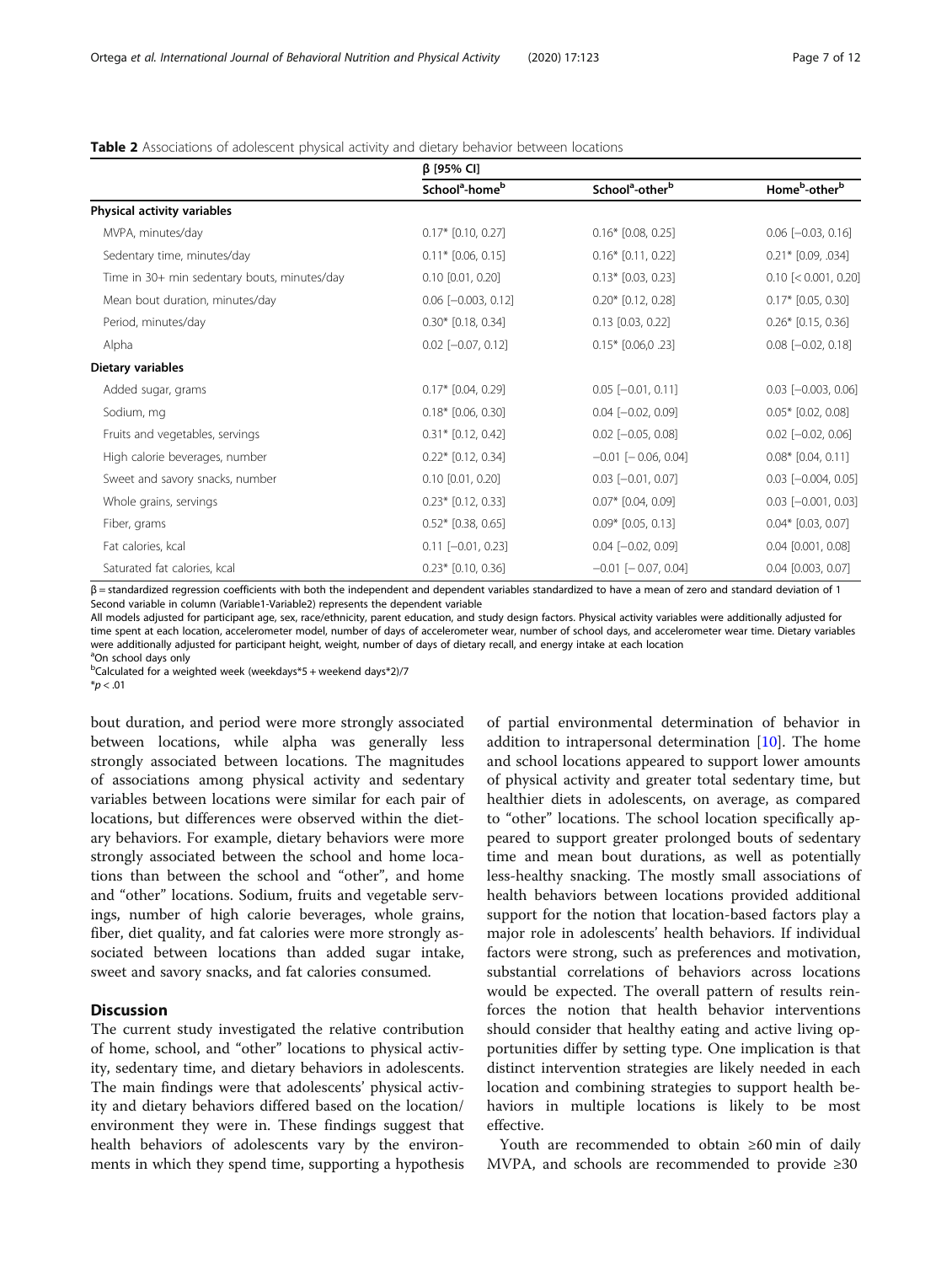**Table 2** Associations of adolescent physical activity and dietary behavior between locations

| | β [95% CI] | | |
|---|---|---|---|
| | School[a]-home[b] | School[a]-other[b] | Home[b]-other[b] |
| **Physical activity variables** | | | |
| MVPA, minutes/day | 0.17* [0.10, 0.27] | 0.16* [0.08, 0.25] | 0.06 [−0.03, 0.16] |
| Sedentary time, minutes/day | 0.11* [0.06, 0.15] | 0.16* [0.11, 0.22] | 0.21* [0.09, .034] |
| Time in 30+ min sedentary bouts, minutes/day | 0.10 [0.01, 0.20] | 0.13* [0.03, 0.23] | 0.10 [< 0.001, 0.20] |
| Mean bout duration, minutes/day | 0.06 [−0.003, 0.12] | 0.20* [0.12, 0.28] | 0.17* [0.05, 0.30] |
| Period, minutes/day | 0.30* [0.18, 0.34] | 0.13 [0.03, 0.22] | 0.26* [0.15, 0.36] |
| Alpha | 0.02 [−0.07, 0.12] | 0.15* [0.06,0 .23] | 0.08 [−0.02, 0.18] |
| **Dietary variables** | | | |
| Added sugar, grams | 0.17* [0.04, 0.29] | 0.05 [−0.01, 0.11] | 0.03 [−0.003, 0.06] |
| Sodium, mg | 0.18* [0.06, 0.30] | 0.04 [−0.02, 0.09] | 0.05* [0.02, 0.08] |
| Fruits and vegetables, servings | 0.31* [0.12, 0.42] | 0.02 [−0.05, 0.08] | 0.02 [−0.02, 0.06] |
| High calorie beverages, number | 0.22* [0.12, 0.34] | −0.01 [− 0.06, 0.04] | 0.08* [0.04, 0.11] |
| Sweet and savory snacks, number | 0.10 [0.01, 0.20] | 0.03 [−0.01, 0.07] | 0.03 [−0.004, 0.05] |
| Whole grains, servings | 0.23* [0.12, 0.33] | 0.07* [0.04, 0.09] | 0.03 [−0.001, 0.03] |
| Fiber, grams | 0.52* [0.38, 0.65] | 0.09* [0.05, 0.13] | 0.04* [0.03, 0.07] |
| Fat calories, kcal | 0.11 [−0.01, 0.23] | 0.04 [−0.02, 0.09] | 0.04 [0.001, 0.08] |
| Saturated fat calories, kcal | 0.23* [0.10, 0.36] | −0.01 [− 0.07, 0.04] | 0.04 [0.003, 0.07] |

β = standardized regression coefficients with both the independent and dependent variables standardized to have a mean of zero and standard deviation of 1
Second variable in column (Variable1-Variable2) represents the dependent variable
All models adjusted for participant age, sex, race/ethnicity, parent education, and study design factors. Physical activity variables were additionally adjusted for time spent at each location, accelerometer model, number of days of accelerometer wear, number of school days, and accelerometer wear time. Dietary variables were additionally adjusted for participant height, weight, number of days of dietary recall, and energy intake at each location
[a]On school days only
[b]Calculated for a weighted week (weekdays*5 + weekend days*2)/7
*$p < .01$

bout duration, and period were more strongly associated between locations, while alpha was generally less strongly associated between locations. The magnitudes of associations among physical activity and sedentary variables between locations were similar for each pair of locations, but differences were observed within the dietary behaviors. For example, dietary behaviors were more strongly associated between the school and home locations than between the school and "other", and home and "other" locations. Sodium, fruits and vegetable servings, number of high calorie beverages, whole grains, fiber, diet quality, and fat calories were more strongly associated between locations than added sugar intake, sweet and savory snacks, and fat calories consumed.

## Discussion

The current study investigated the relative contribution of home, school, and "other" locations to physical activity, sedentary time, and dietary behaviors in adolescents. The main findings were that adolescents' physical activity and dietary behaviors differed based on the location/environment they were in. These findings suggest that health behaviors of adolescents vary by the environments in which they spend time, supporting a hypothesis of partial environmental determination of behavior in addition to intrapersonal determination [10]. The home and school locations appeared to support lower amounts of physical activity and greater total sedentary time, but healthier diets in adolescents, on average, as compared to "other" locations. The school location specifically appeared to support greater prolonged bouts of sedentary time and mean bout durations, as well as potentially less-healthy snacking. The mostly small associations of health behaviors between locations provided additional support for the notion that location-based factors play a major role in adolescents' health behaviors. If individual factors were strong, such as preferences and motivation, substantial correlations of behaviors across locations would be expected. The overall pattern of results reinforces the notion that health behavior interventions should consider that healthy eating and active living opportunities differ by setting type. One implication is that distinct intervention strategies are likely needed in each location and combining strategies to support health behaviors in multiple locations is likely to be most effective.

Youth are recommended to obtain ≥60 min of daily MVPA, and schools are recommended to provide ≥30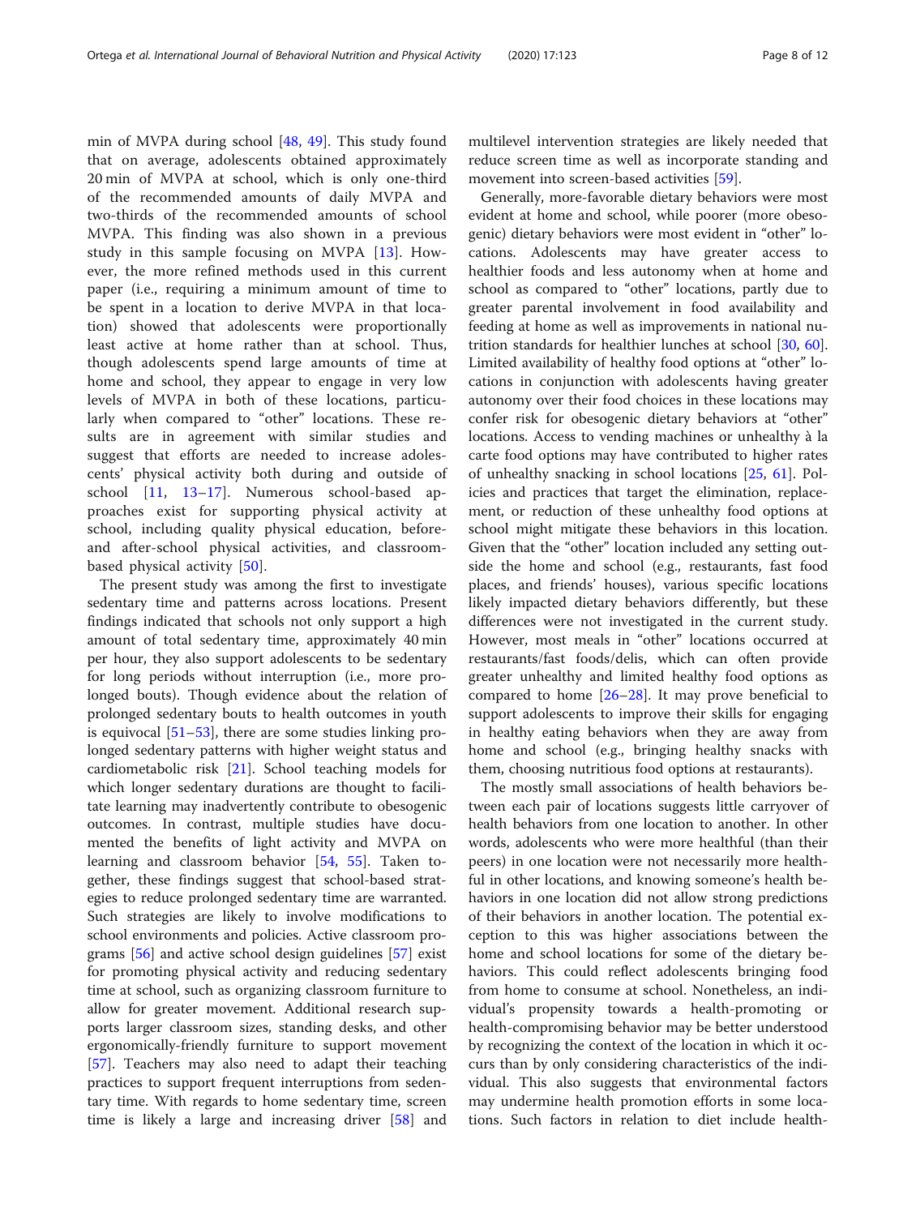min of MVPA during school [48, 49]. This study found that on average, adolescents obtained approximately 20 min of MVPA at school, which is only one-third of the recommended amounts of daily MVPA and two-thirds of the recommended amounts of school MVPA. This finding was also shown in a previous study in this sample focusing on MVPA [13]. However, the more refined methods used in this current paper (i.e., requiring a minimum amount of time to be spent in a location to derive MVPA in that location) showed that adolescents were proportionally least active at home rather than at school. Thus, though adolescents spend large amounts of time at home and school, they appear to engage in very low levels of MVPA in both of these locations, particularly when compared to "other" locations. These results are in agreement with similar studies and suggest that efforts are needed to increase adolescents' physical activity both during and outside of school [11, 13–17]. Numerous school-based approaches exist for supporting physical activity at school, including quality physical education, before- and after-school physical activities, and classroom-based physical activity [50].

The present study was among the first to investigate sedentary time and patterns across locations. Present findings indicated that schools not only support a high amount of total sedentary time, approximately 40 min per hour, they also support adolescents to be sedentary for long periods without interruption (i.e., more prolonged bouts). Though evidence about the relation of prolonged sedentary bouts to health outcomes in youth is equivocal [51–53], there are some studies linking prolonged sedentary patterns with higher weight status and cardiometabolic risk [21]. School teaching models for which longer sedentary durations are thought to facilitate learning may inadvertently contribute to obesogenic outcomes. In contrast, multiple studies have documented the benefits of light activity and MVPA on learning and classroom behavior [54, 55]. Taken together, these findings suggest that school-based strategies to reduce prolonged sedentary time are warranted. Such strategies are likely to involve modifications to school environments and policies. Active classroom programs [56] and active school design guidelines [57] exist for promoting physical activity and reducing sedentary time at school, such as organizing classroom furniture to allow for greater movement. Additional research supports larger classroom sizes, standing desks, and other ergonomically-friendly furniture to support movement [57]. Teachers may also need to adapt their teaching practices to support frequent interruptions from sedentary time. With regards to home sedentary time, screen time is likely a large and increasing driver [58] and multilevel intervention strategies are likely needed that reduce screen time as well as incorporate standing and movement into screen-based activities [59].

Generally, more-favorable dietary behaviors were most evident at home and school, while poorer (more obesogenic) dietary behaviors were most evident in "other" locations. Adolescents may have greater access to healthier foods and less autonomy when at home and school as compared to "other" locations, partly due to greater parental involvement in food availability and feeding at home as well as improvements in national nutrition standards for healthier lunches at school [30, 60]. Limited availability of healthy food options at "other" locations in conjunction with adolescents having greater autonomy over their food choices in these locations may confer risk for obesogenic dietary behaviors at "other" locations. Access to vending machines or unhealthy à la carte food options may have contributed to higher rates of unhealthy snacking in school locations [25, 61]. Policies and practices that target the elimination, replacement, or reduction of these unhealthy food options at school might mitigate these behaviors in this location. Given that the "other" location included any setting outside the home and school (e.g., restaurants, fast food places, and friends' houses), various specific locations likely impacted dietary behaviors differently, but these differences were not investigated in the current study. However, most meals in "other" locations occurred at restaurants/fast foods/delis, which can often provide greater unhealthy and limited healthy food options as compared to home [26–28]. It may prove beneficial to support adolescents to improve their skills for engaging in healthy eating behaviors when they are away from home and school (e.g., bringing healthy snacks with them, choosing nutritious food options at restaurants).

The mostly small associations of health behaviors between each pair of locations suggests little carryover of health behaviors from one location to another. In other words, adolescents who were more healthful (than their peers) in one location were not necessarily more healthful in other locations, and knowing someone's health behaviors in one location did not allow strong predictions of their behaviors in another location. The potential exception to this was higher associations between the home and school locations for some of the dietary behaviors. This could reflect adolescents bringing food from home to consume at school. Nonetheless, an individual's propensity towards a health-promoting or health-compromising behavior may be better understood by recognizing the context of the location in which it occurs than by only considering characteristics of the individual. This also suggests that environmental factors may undermine health promotion efforts in some locations. Such factors in relation to diet include health-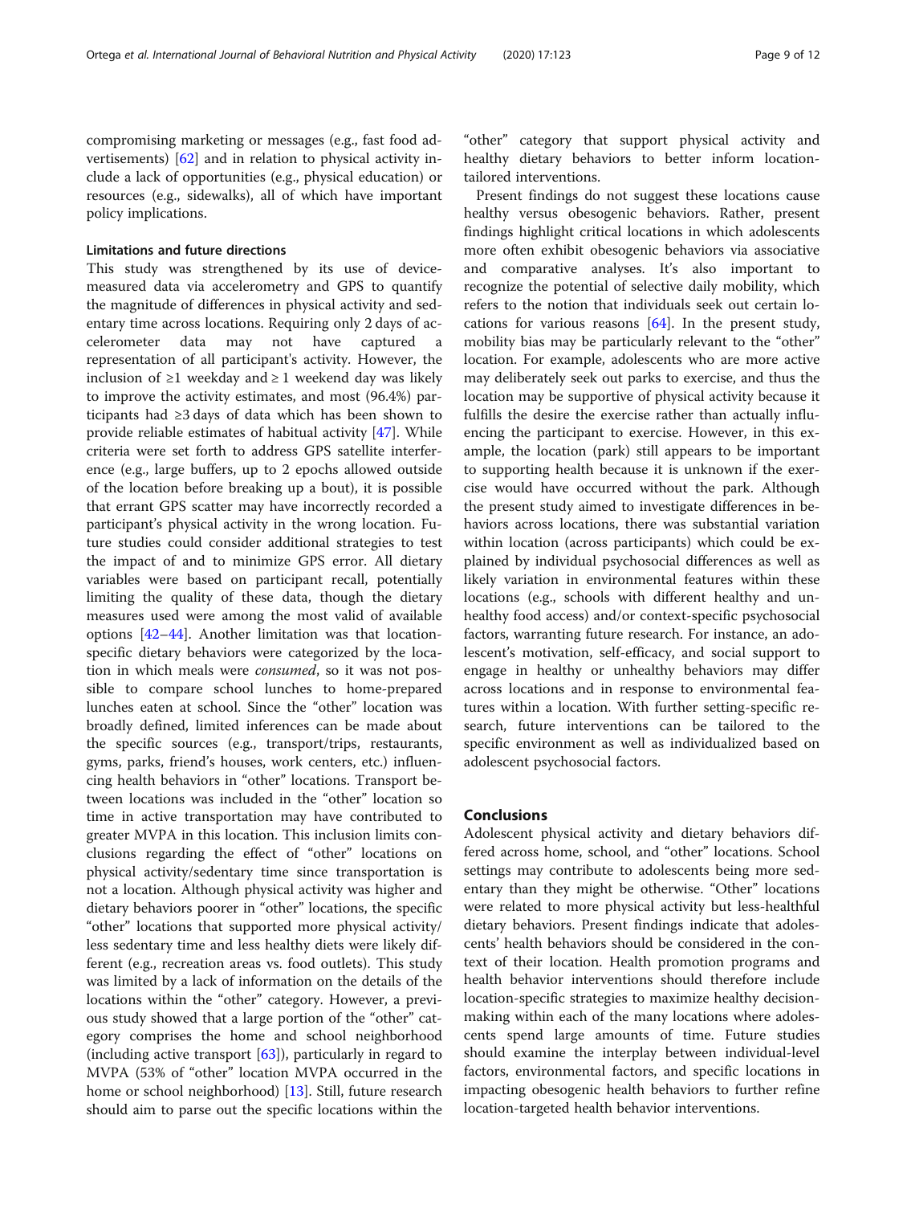compromising marketing or messages (e.g., fast food advertisements) [62] and in relation to physical activity include a lack of opportunities (e.g., physical education) or resources (e.g., sidewalks), all of which have important policy implications.

### Limitations and future directions

This study was strengthened by its use of device-measured data via accelerometry and GPS to quantify the magnitude of differences in physical activity and sedentary time across locations. Requiring only 2 days of accelerometer data may not have captured a representation of all participant's activity. However, the inclusion of ≥1 weekday and ≥ 1 weekend day was likely to improve the activity estimates, and most (96.4%) participants had ≥3 days of data which has been shown to provide reliable estimates of habitual activity [47]. While criteria were set forth to address GPS satellite interference (e.g., large buffers, up to 2 epochs allowed outside of the location before breaking up a bout), it is possible that errant GPS scatter may have incorrectly recorded a participant's physical activity in the wrong location. Future studies could consider additional strategies to test the impact of and to minimize GPS error. All dietary variables were based on participant recall, potentially limiting the quality of these data, though the dietary measures used were among the most valid of available options [42–44]. Another limitation was that location-specific dietary behaviors were categorized by the location in which meals were *consumed*, so it was not possible to compare school lunches to home-prepared lunches eaten at school. Since the "other" location was broadly defined, limited inferences can be made about the specific sources (e.g., transport/trips, restaurants, gyms, parks, friend's houses, work centers, etc.) influencing health behaviors in "other" locations. Transport between locations was included in the "other" location so time in active transportation may have contributed to greater MVPA in this location. This inclusion limits conclusions regarding the effect of "other" locations on physical activity/sedentary time since transportation is not a location. Although physical activity was higher and dietary behaviors poorer in "other" locations, the specific "other" locations that supported more physical activity/less sedentary time and less healthy diets were likely different (e.g., recreation areas vs. food outlets). This study was limited by a lack of information on the details of the locations within the "other" category. However, a previous study showed that a large portion of the "other" category comprises the home and school neighborhood (including active transport [63]), particularly in regard to MVPA (53% of "other" location MVPA occurred in the home or school neighborhood) [13]. Still, future research should aim to parse out the specific locations within the "other" category that support physical activity and healthy dietary behaviors to better inform location-tailored interventions.

Present findings do not suggest these locations cause healthy versus obesogenic behaviors. Rather, present findings highlight critical locations in which adolescents more often exhibit obesogenic behaviors via associative and comparative analyses. It's also important to recognize the potential of selective daily mobility, which refers to the notion that individuals seek out certain locations for various reasons [64]. In the present study, mobility bias may be particularly relevant to the "other" location. For example, adolescents who are more active may deliberately seek out parks to exercise, and thus the location may be supportive of physical activity because it fulfills the desire the exercise rather than actually influencing the participant to exercise. However, in this example, the location (park) still appears to be important to supporting health because it is unknown if the exercise would have occurred without the park. Although the present study aimed to investigate differences in behaviors across locations, there was substantial variation within location (across participants) which could be explained by individual psychosocial differences as well as likely variation in environmental features within these locations (e.g., schools with different healthy and unhealthy food access) and/or context-specific psychosocial factors, warranting future research. For instance, an adolescent's motivation, self-efficacy, and social support to engage in healthy or unhealthy behaviors may differ across locations and in response to environmental features within a location. With further setting-specific research, future interventions can be tailored to the specific environment as well as individualized based on adolescent psychosocial factors.

## Conclusions

Adolescent physical activity and dietary behaviors differed across home, school, and "other" locations. School settings may contribute to adolescents being more sedentary than they might be otherwise. "Other" locations were related to more physical activity but less-healthful dietary behaviors. Present findings indicate that adolescents' health behaviors should be considered in the context of their location. Health promotion programs and health behavior interventions should therefore include location-specific strategies to maximize healthy decision-making within each of the many locations where adolescents spend large amounts of time. Future studies should examine the interplay between individual-level factors, environmental factors, and specific locations in impacting obesogenic health behaviors to further refine location-targeted health behavior interventions.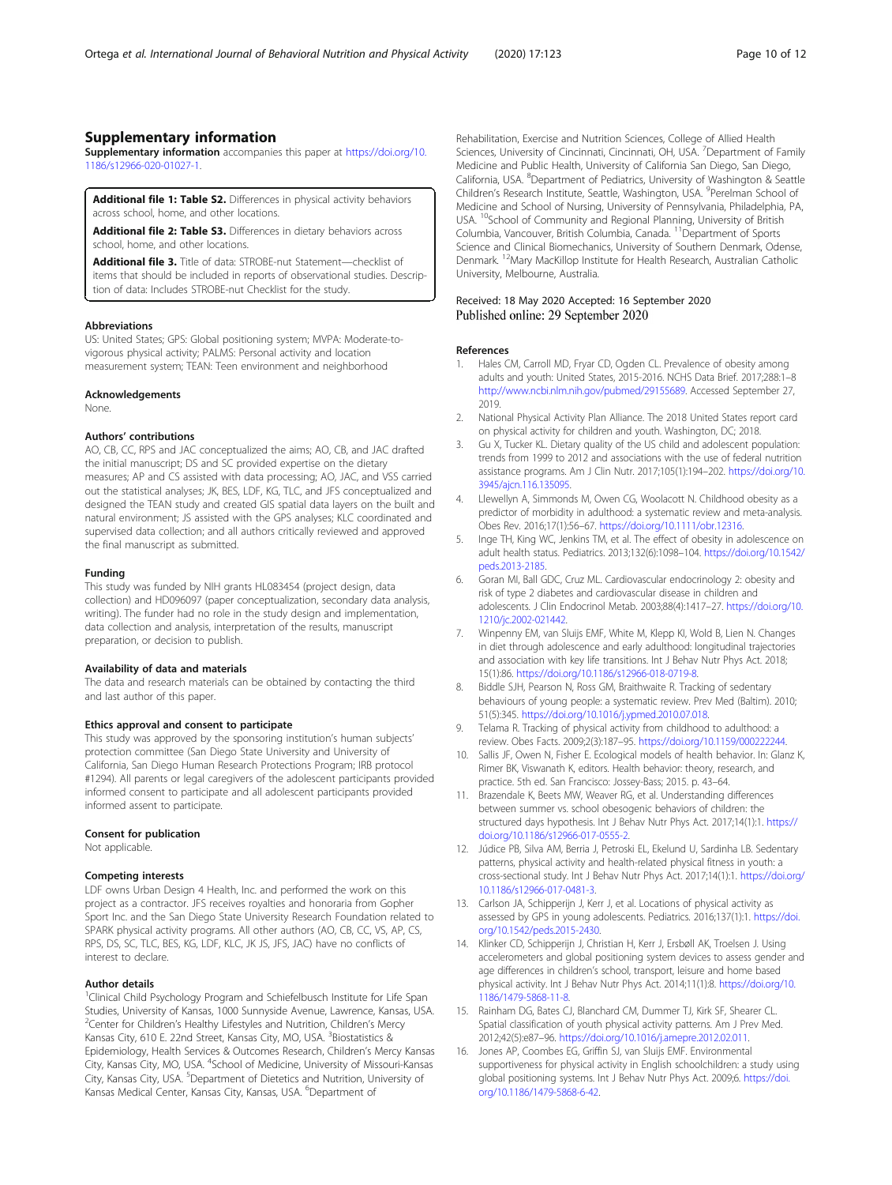## Supplementary information

**Supplementary information** accompanies this paper at https://doi.org/10.1186/s12966-020-01027-1.

**Additional file 1: Table S2.** Differences in physical activity behaviors across school, home, and other locations.

**Additional file 2: Table S3.** Differences in dietary behaviors across school, home, and other locations.

**Additional file 3.** Title of data: STROBE-nut Statement—checklist of items that should be included in reports of observational studies. Description of data: Includes STROBE-nut Checklist for the study.

### Abbreviations

US: United States; GPS: Global positioning system; MVPA: Moderate-to-vigorous physical activity; PALMS: Personal activity and location measurement system; TEAN: Teen environment and neighborhood

### Acknowledgements

None.

### Authors' contributions

AO, CB, CC, RPS and JAC conceptualized the aims; AO, CB, and JAC drafted the initial manuscript; DS and SC provided expertise on the dietary measures; AP and CS assisted with data processing; AO, JAC, and VSS carried out the statistical analyses; JK, BES, LDF, KG, TLC, and JFS conceptualized and designed the TEAN study and created GIS spatial data layers on the built and natural environment; JS assisted with the GPS analyses; KLC coordinated and supervised data collection; and all authors critically reviewed and approved the final manuscript as submitted.

### Funding

This study was funded by NIH grants HL083454 (project design, data collection) and HD096097 (paper conceptualization, secondary data analysis, writing). The funder had no role in the study design and implementation, data collection and analysis, interpretation of the results, manuscript preparation, or decision to publish.

### Availability of data and materials

The data and research materials can be obtained by contacting the third and last author of this paper.

### Ethics approval and consent to participate

This study was approved by the sponsoring institution's human subjects' protection committee (San Diego State University and University of California, San Diego Human Research Protections Program; IRB protocol #1294). All parents or legal caregivers of the adolescent participants provided informed consent to participate and all adolescent participants provided informed assent to participate.

### Consent for publication

Not applicable.

### Competing interests

LDF owns Urban Design 4 Health, Inc. and performed the work on this project as a contractor. JFS receives royalties and honoraria from Gopher Sport Inc. and the San Diego State University Research Foundation related to SPARK physical activity programs. All other authors (AO, CB, CC, VS, AP, CS, RPS, DS, SC, TLC, BES, KG, LDF, KLC, JK JS, JFS, JAC) have no conflicts of interest to declare.

### Author details

[1]Clinical Child Psychology Program and Schiefelbusch Institute for Life Span Studies, University of Kansas, 1000 Sunnyside Avenue, Lawrence, Kansas, USA. [2]Center for Children's Healthy Lifestyles and Nutrition, Children's Mercy Kansas City, 610 E. 22nd Street, Kansas City, MO, USA. [3]Biostatistics & Epidemiology, Health Services & Outcomes Research, Children's Mercy Kansas City, Kansas City, MO, USA. [4]School of Medicine, University of Missouri-Kansas City, Kansas City, USA. [5]Department of Dietetics and Nutrition, University of Kansas Medical Center, Kansas City, Kansas, USA. [6]Department of Rehabilitation, Exercise and Nutrition Sciences, College of Allied Health Sciences, University of Cincinnati, Cincinnati, OH, USA. [7]Department of Family Medicine and Public Health, University of California San Diego, San Diego, California, USA. [8]Department of Pediatrics, University of Washington & Seattle Children's Research Institute, Seattle, Washington, USA. [9]Perelman School of Medicine and School of Nursing, University of Pennsylvania, Philadelphia, PA, USA. [10]School of Community and Regional Planning, University of British Columbia, Vancouver, British Columbia, Canada. [11]Department of Sports Science and Clinical Biomechanics, University of Southern Denmark, Odense, Denmark. [12]Mary MacKillop Institute for Health Research, Australian Catholic University, Melbourne, Australia.

Received: 18 May 2020 Accepted: 16 September 2020
Published online: 29 September 2020

### References

1. Hales CM, Carroll MD, Fryar CD, Ogden CL. Prevalence of obesity among adults and youth: United States, 2015-2016. NCHS Data Brief. 2017;288:1–8 http://www.ncbi.nlm.nih.gov/pubmed/29155689. Accessed September 27, 2019.
2. National Physical Activity Plan Alliance. The 2018 United States report card on physical activity for children and youth. Washington, DC; 2018.
3. Gu X, Tucker KL. Dietary quality of the US child and adolescent population: trends from 1999 to 2012 and associations with the use of federal nutrition assistance programs. Am J Clin Nutr. 2017;105(1):194–202. https://doi.org/10.3945/ajcn.116.135095.
4. Llewellyn A, Simmonds M, Owen CG, Woolacott N. Childhood obesity as a predictor of morbidity in adulthood: a systematic review and meta-analysis. Obes Rev. 2016;17(1):56–67. https://doi.org/10.1111/obr.12316.
5. Inge TH, King WC, Jenkins TM, et al. The effect of obesity in adolescence on adult health status. Pediatrics. 2013;132(6):1098–104. https://doi.org/10.1542/peds.2013-2185.
6. Goran MI, Ball GDC, Cruz ML. Cardiovascular endocrinology 2: obesity and risk of type 2 diabetes and cardiovascular disease in children and adolescents. J Clin Endocrinol Metab. 2003;88(4):1417–27. https://doi.org/10.1210/jc.2002-021442.
7. Winpenny EM, van Sluijs EMF, White M, Klepp KI, Wold B, Lien N. Changes in diet through adolescence and early adulthood: longitudinal trajectories and association with key life transitions. Int J Behav Nutr Phys Act. 2018;15(1):86. https://doi.org/10.1186/s12966-018-0719-8.
8. Biddle SJH, Pearson N, Ross GM, Braithwaite R. Tracking of sedentary behaviours of young people: a systematic review. Prev Med (Baltim). 2010;51(5):345. https://doi.org/10.1016/j.ypmed.2010.07.018.
9. Telama R. Tracking of physical activity from childhood to adulthood: a review. Obes Facts. 2009;2(3):187–95. https://doi.org/10.1159/000222244.
10. Sallis JF, Owen N, Fisher E. Ecological models of health behavior. In: Glanz K, Rimer BK, Viswanath K, editors. Health behavior: theory, research, and practice. 5th ed. San Francisco: Jossey-Bass; 2015. p. 43–64.
11. Brazendale K, Beets MW, Weaver RG, et al. Understanding differences between summer vs. school obesogenic behaviors of children: the structured days hypothesis. Int J Behav Nutr Phys Act. 2017;14(1):1. https://doi.org/10.1186/s12966-017-0555-2.
12. Júdice PB, Silva AM, Berria J, Petroski EL, Ekelund U, Sardinha LB. Sedentary patterns, physical activity and health-related physical fitness in youth: a cross-sectional study. Int J Behav Nutr Phys Act. 2017;14(1):1. https://doi.org/10.1186/s12966-017-0481-3.
13. Carlson JA, Schipperijn J, Kerr J, et al. Locations of physical activity as assessed by GPS in young adolescents. Pediatrics. 2016;137(1):1. https://doi.org/10.1542/peds.2015-2430.
14. Klinker CD, Schipperijn J, Christian H, Kerr J, Ersbøll AK, Troelsen J. Using accelerometers and global positioning system devices to assess gender and age differences in children's school, transport, leisure and home based physical activity. Int J Behav Nutr Phys Act. 2014;11(1):8. https://doi.org/10.1186/1479-5868-11-8.
15. Rainham DG, Bates CJ, Blanchard CM, Dummer TJ, Kirk SF, Shearer CL. Spatial classification of youth physical activity patterns. Am J Prev Med. 2012;42(5):e87–96. https://doi.org/10.1016/j.amepre.2012.02.011.
16. Jones AP, Coombes EG, Griffin SJ, van Sluijs EMF. Environmental supportiveness for physical activity in English schoolchildren: a study using global positioning systems. Int J Behav Nutr Phys Act. 2009;6. https://doi.org/10.1186/1479-5868-6-42.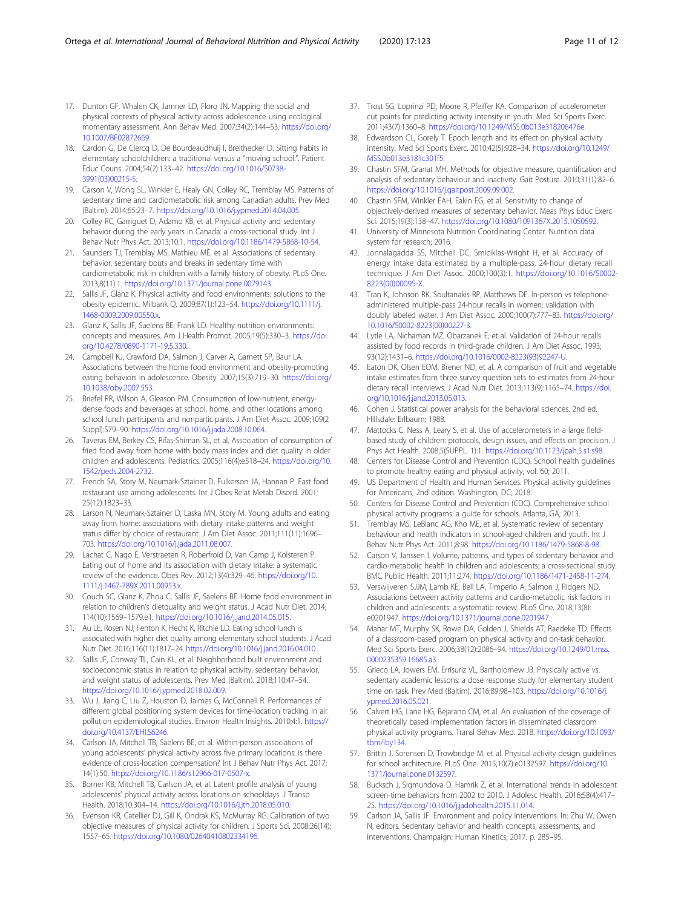17. Dunton GF, Whalen CK, Jamner LD, Floro JN. Mapping the social and physical contexts of physical activity across adolescence using ecological momentary assessment. Ann Behav Med. 2007;34(2):144–53. https://doi.org/10.1007/BF02872669.
18. Cardon G, De Clercq D, De Bourdeaudhuij I, Breithecker D. Sitting habits in elementary schoolchildren: a traditional versus a "moving school.". Patient Educ Couns. 2004;54(2):133–42. https://doi.org/10.1016/S0738-3991(03)00215-5.
19. Carson V, Wong SL, Winkler E, Healy GN, Colley RC, Tremblay MS. Patterns of sedentary time and cardiometabolic risk among Canadian adults. Prev Med (Baltim). 2014;65:23–7. https://doi.org/10.1016/j.ypmed.2014.04.005.
20. Colley RC, Garriguet D, Adamo KB, et al. Physical activity and sedentary behavior during the early years in Canada: a cross-sectional study. Int J Behav Nutr Phys Act. 2013;10:1. https://doi.org/10.1186/1479-5868-10-54.
21. Saunders TJ, Tremblay MS, Mathieu MÈ, et al. Associations of sedentary behavior, sedentary bouts and breaks in sedentary time with cardiometabolic risk in children with a family history of obesity. PLoS One. 2013;8(11):1. https://doi.org/10.1371/journal.pone.0079143.
22. Sallis JF, Glanz K. Physical activity and food environments: solutions to the obesity epidemic. Milbank Q. 2009;87(1):123–54. https://doi.org/10.1111/j.1468-0009.2009.00550.x.
23. Glanz K, Sallis JF, Saelens BE, Frank LD. Healthy nutrition environments: concepts and measures. Am J Health Promot. 2005;19(5):330–3. https://doi.org/10.4278/0890-1171-19.5.330.
24. Campbell KJ, Crawford DA, Salmon J, Carver A, Garnett SP, Baur LA. Associations between the home food environment and obesity-promoting eating behaviors in adolescence. Obesity. 2007;15(3):719–30. https://doi.org/10.1038/oby.2007.553.
25. Briefel RR, Wilson A, Gleason PM. Consumption of low-nutrient, energy-dense foods and beverages at school, home, and other locations among school lunch participants and nonparticipants. J Am Diet Assoc. 2009;109(2 Suppl):S79–90. https://doi.org/10.1016/j.jada.2008.10.064.
26. Taveras EM, Berkey CS, Rifas-Shiman SL, et al. Association of consumption of fried food away from home with body mass index and diet quality in older children and adolescents. Pediatrics. 2005;116(4):e518–24. https://doi.org/10.1542/peds.2004-2732.
27. French SA, Story M, Neumark-Sztainer D, Fulkerson JA, Hannan P. Fast food restaurant use among adolescents. Int J Obes Relat Metab Disord. 2001;25(12):1823–33.
28. Larson N, Neumark-Sztainer D, Laska MN, Story M. Young adults and eating away from home: associations with dietary intake patterns and weight status differ by choice of restaurant. J Am Diet Assoc. 2011;111(11):1696–703. https://doi.org/10.1016/j.jada.2011.08.007.
29. Lachat C, Nago E, Verstraeten R, Roberfroid D, Van Camp J, Kolsteren P. Eating out of home and its association with dietary intake: a systematic review of the evidence. Obes Rev. 2012;13(4):329–46. https://doi.org/10.1111/j.1467-789X.2011.00953.x.
30. Couch SC, Glanz K, Zhou C, Sallis JF, Saelens BE. Home food environment in relation to children's dietquality and weight status. J Acad Nutr Diet. 2014;114(10):1569–1579.e1. https://doi.org/10.1016/j.jand.2014.05.015.
31. Au LE, Rosen NJ, Fenton K, Hecht K, Ritchie LD. Eating school lunch is associated with higher diet quality among elementary school students. J Acad Nutr Diet. 2016;116(11):1817–24. https://doi.org/10.1016/j.jand.2016.04.010.
32. Sallis JF, Conway TL, Cain KL, et al. Neighborhood built environment and socioeconomic status in relation to physical activity, sedentary behavior, and weight status of adolescents. Prev Med (Baltim). 2018;110:47–54. https://doi.org/10.1016/j.ypmed.2018.02.009.
33. Wu J, Jiang C, Liu Z, Houston D, Jaimes G, McConnell R. Performances of different global positioning system devices for time-location tracking in air pollution epidemiological studies. Environ Health Insights. 2010;4:1. https://doi.org/10.4137/EHI.S6246.
34. Carlson JA, Mitchell TB, Saelens BE, et al. Within-person associations of young adolescents' physical activity across five primary locations: is there evidence of cross-location compensation? Int J Behav Nutr Phys Act. 2017;14(1):50. https://doi.org/10.1186/s12966-017-0507-x.
35. Borner KB, Mitchell TB, Carlson JA, et al. Latent profile analysis of young adolescents' physical activity across locations on schooldays. J Transp Health. 2018;10:304–14. https://doi.org/10.1016/j.jth.2018.05.010.
36. Evenson KR, Catellier DJ, Gill K, Ondrak KS, McMurray RG. Calibration of two objective measures of physical activity for children. J Sports Sci. 2008;26(14):1557–65. https://doi.org/10.1080/02640410802334196.
37. Trost SG, Loprinzi PD, Moore R, Pfeiffer KA. Comparison of accelerometer cut points for predicting activity intensity in youth. Med Sci Sports Exerc. 2011;43(7):1360–8. https://doi.org/10.1249/MSS.0b013e318206476e.
38. Edwardson CL, Gorely T. Epoch length and its effect on physical activity intensity. Med Sci Sports Exerc. 2010;42(5):928–34. https://doi.org/10.1249/MSS.0b013e3181c301f5.
39. Chastin SFM, Granat MH. Methods for objective measure, quantification and analysis of sedentary behaviour and inactivity. Gait Posture. 2010;31(1):82–6. https://doi.org/10.1016/j.gaitpost.2009.09.002.
40. Chastin SFM, Winkler EAH, Eakin EG, et al. Sensitivity to change of objectively-derived measures of sedentary behavior. Meas Phys Educ Exerc Sci. 2015;19(3):138–47. https://doi.org/10.1080/1091367X.2015.1050592.
41. University of Minnesota Nutrition Coordinating Center. Nutrition data system for research; 2016.
42. Jonnalagadda SS, Mitchell DC, Smiciklas-Wright H, et al. Accuracy of energy intake data estimated by a multiple-pass, 24-hour dietary recall technique. J Am Diet Assoc. 2000;100(3):1. https://doi.org/10.1016/S0002-8223(00)00095-X.
43. Tran K, Johnson RK, Soultanakis RP, Matthews DE. In-person vs telephone-administered multiple-pass 24-hour recalls in women: validation with doubly labeled water. J Am Diet Assoc. 2000;100(7):777–83. https://doi.org/10.1016/S0002-8223(00)00227-3.
44. Lytle LA, Nichaman MZ, Obarzanek E, et al. Validation of 24-hour recalls assisted by food records in third-grade children. J Am Diet Assoc. 1993;93(12):1431–6. https://doi.org/10.1016/0002-8223(93)92247-U.
45. Eaton DK, Olsen EOM, Brener ND, et al. A comparison of fruit and vegetable intake estimates from three survey question sets to estimates from 24-hour dietary recall interviews. J Acad Nutr Diet. 2013;113(9):1165–74. https://doi.org/10.1016/j.jand.2013.05.013.
46. Cohen J. Statistical power analysis for the behavioral sciences. 2nd ed. Hillsdale: Erlbaum; 1988.
47. Mattocks C, Ness A, Leary S, et al. Use of accelerometers in a large field-based study of children: protocols, design issues, and effects on precision. J Phys Act Health. 2008;5(SUPPL. 1):1. https://doi.org/10.1123/jpah.5.s1.s98.
48. Centers for Disease Control and Prevention (CDC). School health guidelines to promote healthy eating and physical activity, vol. 60; 2011.
49. US Department of Health and Human Services. Physical activity guidelines for Americans, 2nd edition. Washington, DC; 2018.
50. Centers for Disease Control and Prevention (CDC). Comprehensive school physical activity programs: a guide for schools. Atlanta, GA; 2013.
51. Tremblay MS, LeBlanc AG, Kho ME, et al. Systematic review of sedentary behaviour and health indicators in school-aged children and youth. Int J Behav Nutr Phys Act. 2011;8:98. https://doi.org/10.1186/1479-5868-8-98.
52. Carson V, Janssen I. Volume, patterns, and types of sedentary behavior and cardio-metabolic health in children and adolescents: a cross-sectional study. BMC Public Health. 2011;11:274. https://doi.org/10.1186/1471-2458-11-274.
53. Verswijveren SJJM, Lamb KE, Bell LA, Timperio A, Salmon J, Ridgers ND. Associations between activity patterns and cardio-metabolic risk factors in children and adolescents: a systematic review. PLoS One. 2018;13(8):e0201947. https://doi.org/10.1371/journal.pone.0201947.
54. Mahar MT, Murphy SK, Rowe DA, Golden J, Shields AT, Raedeke TD. Effects of a classroom-based program on physical activity and on-task behavior. Med Sci Sports Exerc. 2006;38(12):2086–94. https://doi.org/10.1249/01.mss.0000235359.16685.a3.
55. Grieco LA, Jowers EM, Errisuriz VL, Bartholomew JB. Physically active vs. sedentary academic lessons: a dose response study for elementary student time on task. Prev Med (Baltim). 2016;89:98–103. https://doi.org/10.1016/j.ypmed.2016.05.021.
56. Calvert HG, Lane HG, Bejarano CM, et al. An evaluation of the coverage of theoretically based implementation factors in disseminated classroom physical activity programs. Transl Behav Med. 2018. https://doi.org/10.1093/tbm/iby134.
57. Brittin J, Sorensen D, Trowbridge M, et al. Physical activity design guidelines for school architecture. PLoS One. 2015;10(7):e0132597. https://doi.org/10.1371/journal.pone.0132597.
58. Bucksch J, Sigmundova D, Hamrik Z, et al. International trends in adolescent screen-time behaviors from 2002 to 2010. J Adolesc Health. 2016;58(4):417–25. https://doi.org/10.1016/j.jadohealth.2015.11.014.
59. Carlson JA, Sallis JF. Environment and policy interventions. In: Zhu W, Owen N, editors. Sedentary behavior and health concepts, assessments, and interventions. Champaign: Human Kinetics; 2017. p. 285–95.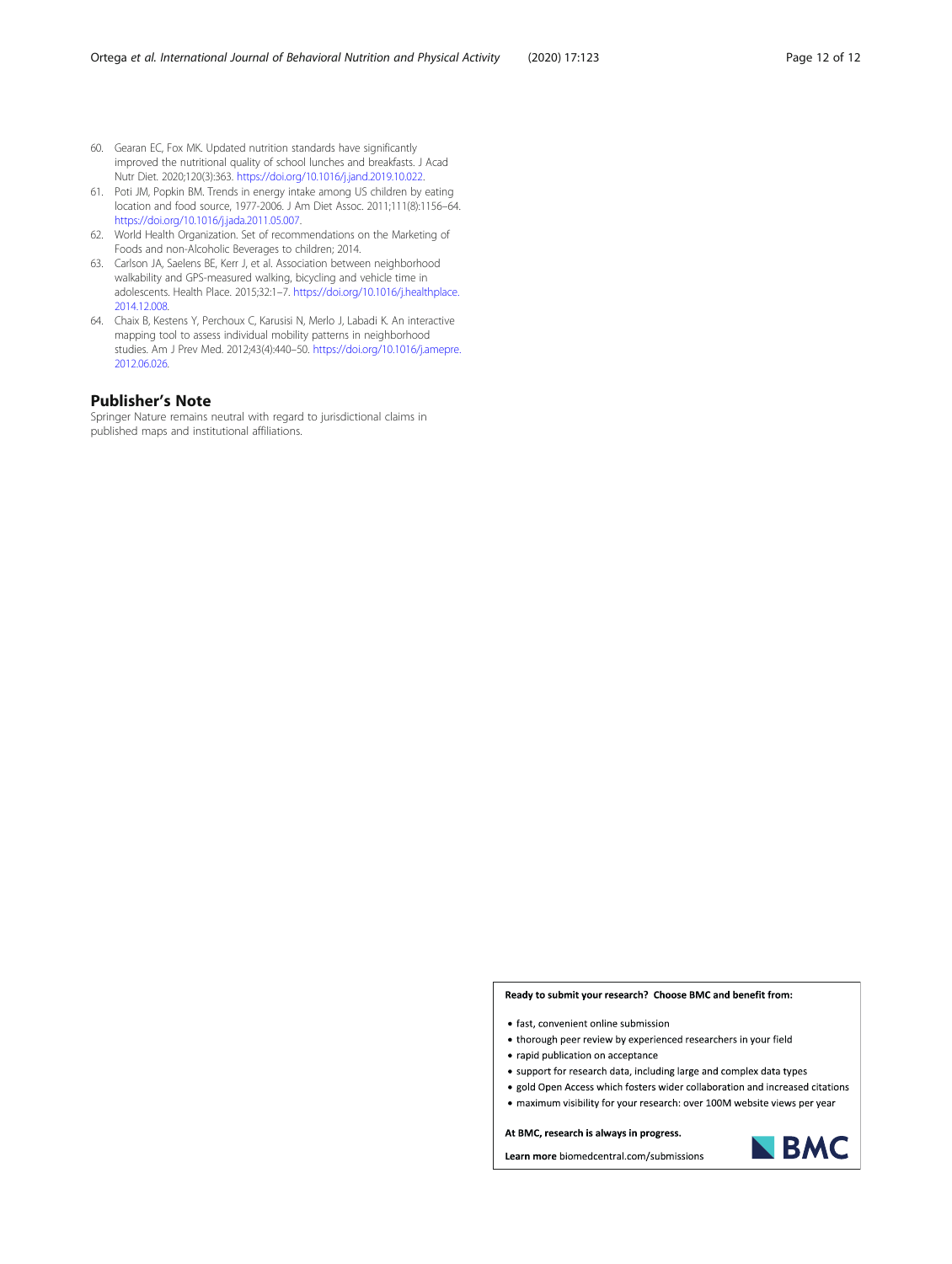60. Gearan EC, Fox MK. Updated nutrition standards have significantly improved the nutritional quality of school lunches and breakfasts. J Acad Nutr Diet. 2020;120(3):363. https://doi.org/10.1016/j.jand.2019.10.022.
61. Poti JM, Popkin BM. Trends in energy intake among US children by eating location and food source, 1977-2006. J Am Diet Assoc. 2011;111(8):1156–64. https://doi.org/10.1016/j.jada.2011.05.007.
62. World Health Organization. Set of recommendations on the Marketing of Foods and non-Alcoholic Beverages to children; 2014.
63. Carlson JA, Saelens BE, Kerr J, et al. Association between neighborhood walkability and GPS-measured walking, bicycling and vehicle time in adolescents. Health Place. 2015;32:1–7. https://doi.org/10.1016/j.healthplace.2014.12.008.
64. Chaix B, Kestens Y, Perchoux C, Karusisi N, Merlo J, Labadi K. An interactive mapping tool to assess individual mobility patterns in neighborhood studies. Am J Prev Med. 2012;43(4):440–50. https://doi.org/10.1016/j.amepre.2012.06.026.

## Publisher's Note

Springer Nature remains neutral with regard to jurisdictional claims in published maps and institutional affiliations.

**Ready to submit your research? Choose BMC and benefit from:**

- fast, convenient online submission
- thorough peer review by experienced researchers in your field
- rapid publication on acceptance
- support for research data, including large and complex data types
- gold Open Access which fosters wider collaboration and increased citations
- maximum visibility for your research: over 100M website views per year

**At BMC, research is always in progress.**

**Learn more** biomedcentral.com/submissions

BMC